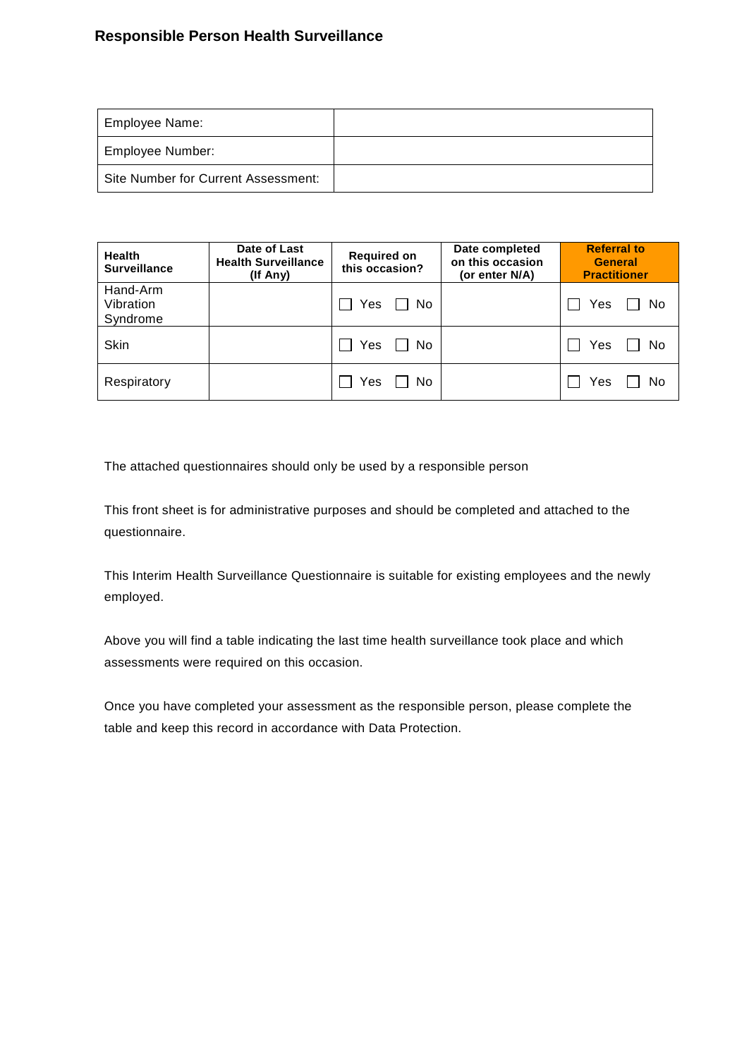## Responsible Person Health Surveillance

| Employee Name: | |
|---|---|
| Employee Number: | |
| Site Number for Current Assessment: | |

| Health Surveillance | Date of Last Health Surveillance (If Any) | Required on this occasion? | Date completed on this occasion (or enter N/A) | Referral to General Practitioner |
|---|---|---|---|---|
| Hand-Arm Vibration Syndrome | | ☐ Yes ☐ No | | ☐ Yes ☐ No |
| Skin | | ☐ Yes ☐ No | | ☐ Yes ☐ No |
| Respiratory | | ☐ Yes ☐ No | | ☐ Yes ☐ No |

The attached questionnaires should only be used by a responsible person

This front sheet is for administrative purposes and should be completed and attached to the questionnaire.

This Interim Health Surveillance Questionnaire is suitable for existing employees and the newly employed.

Above you will find a table indicating the last time health surveillance took place and which assessments were required on this occasion.

Once you have completed your assessment as the responsible person, please complete the table and keep this record in accordance with Data Protection.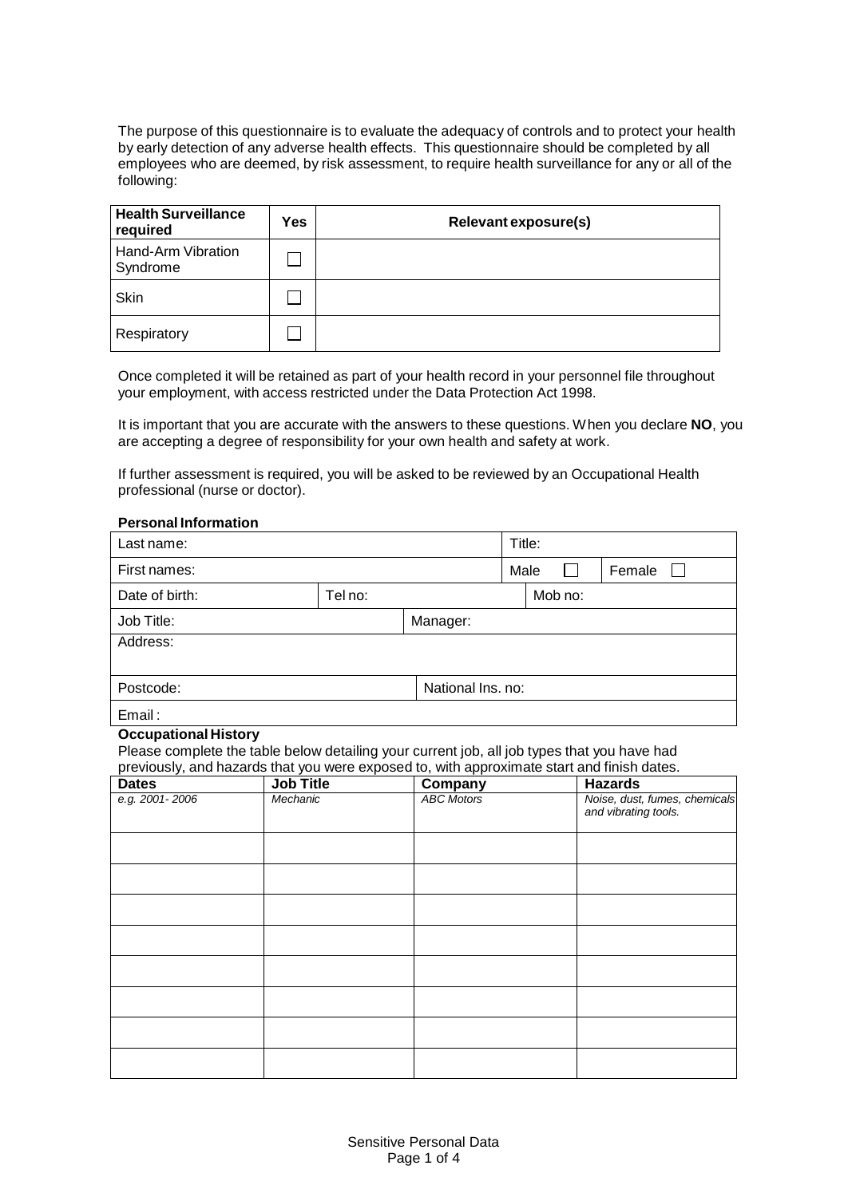The purpose of this questionnaire is to evaluate the adequacy of controls and to protect your health by early detection of any adverse health effects. This questionnaire should be completed by all employees who are deemed, by risk assessment, to require health surveillance for any or all of the following:

| Health Surveillance required | Yes | Relevant exposure(s) |
|---|---|---|
| Hand-Arm Vibration Syndrome | ☐ | |
| Skin | ☐ | |
| Respiratory | ☐ | |

Once completed it will be retained as part of your health record in your personnel file throughout your employment, with access restricted under the Data Protection Act 1998.

It is important that you are accurate with the answers to these questions. When you declare **NO**, you are accepting a degree of responsibility for your own health and safety at work.

If further assessment is required, you will be asked to be reviewed by an Occupational Health professional (nurse or doctor).

**Personal Information**

| | | | |
|---|---|---|---|
| Last name: | | Title: | |
| First names: | | Male ☐ | Female ☐ |
| Date of birth: | Tel no: | Mob no: | |
| Job Title: | Manager: | | |
| Address: | | | |
| Postcode: | National Ins. no: | | |
| Email : | | | |

**Occupational History**

Please complete the table below detailing your current job, all job types that you have had previously, and hazards that you were exposed to, with approximate start and finish dates.

| Dates | Job Title | Company | Hazards |
|---|---|---|---|
| *e.g. 2001- 2006* | *Mechanic* | *ABC Motors* | *Noise, dust, fumes, chemicals and vibrating tools.* |
| | | | |
| | | | |
| | | | |
| | | | |
| | | | |
| | | | |
| | | | |
| | | | |

Sensitive Personal Data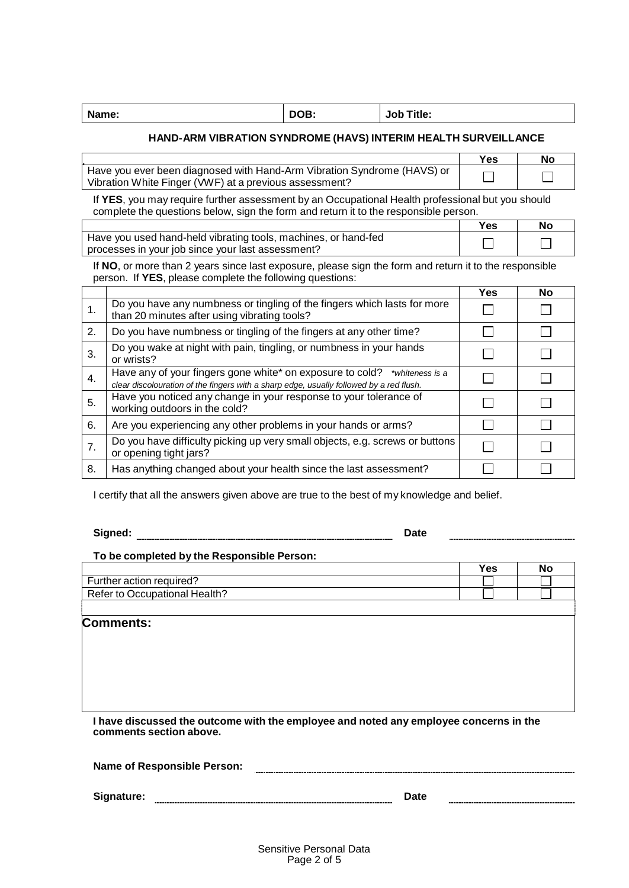| Name: | DOB: | Job Title: |
|---|---|---|

## HAND-ARM VIBRATION SYNDROME (HAVS) INTERIM HEALTH SURVEILLANCE

| | Yes | No |
|---|---|---|
| Have you ever been diagnosed with Hand-Arm Vibration Syndrome (HAVS) or Vibration White Finger (VWF) at a previous assessment? | ☐ | ☐ |

If **YES**, you may require further assessment by an Occupational Health professional but you should complete the questions below, sign the form and return it to the responsible person.

| | Yes | No |
|---|---|---|
| Have you used hand-held vibrating tools, machines, or hand-fed processes in your job since your last assessment? | ☐ | ☐ |

If **NO**, or more than 2 years since last exposure, please sign the form and return it to the responsible person. If **YES**, please complete the following questions:

| | | Yes | No |
|---|---|---|---|
| 1. | Do you have any numbness or tingling of the fingers which lasts for more than 20 minutes after using vibrating tools? | ☐ | ☐ |
| 2. | Do you have numbness or tingling of the fingers at any other time? | ☐ | ☐ |
| 3. | Do you wake at night with pain, tingling, or numbness in your hands or wrists? | ☐ | ☐ |
| 4. | Have any of your fingers gone white* on exposure to cold? *\*whiteness is a clear discolouration of the fingers with a sharp edge, usually followed by a red flush.* | ☐ | ☐ |
| 5. | Have you noticed any change in your response to your tolerance of working outdoors in the cold? | ☐ | ☐ |
| 6. | Are you experiencing any other problems in your hands or arms? | ☐ | ☐ |
| 7. | Do you have difficulty picking up very small objects, e.g. screws or buttons or opening tight jars? | ☐ | ☐ |
| 8. | Has anything changed about your health since the last assessment? | ☐ | ☐ |

I certify that all the answers given above are true to the best of my knowledge and belief.

**Signed:** ______________________ **Date** ______________

**To be completed by the Responsible Person:**

| | Yes | No |
|---|---|---|
| Further action required? | ☐ | ☐ |
| Refer to Occupational Health? | ☐ | ☐ |

**Comments:**

**I have discussed the outcome with the employee and noted any employee concerns in the comments section above.**

**Name of Responsible Person:** ______________________

**Signature:** ______________________ **Date** ______________

Sensitive Personal Data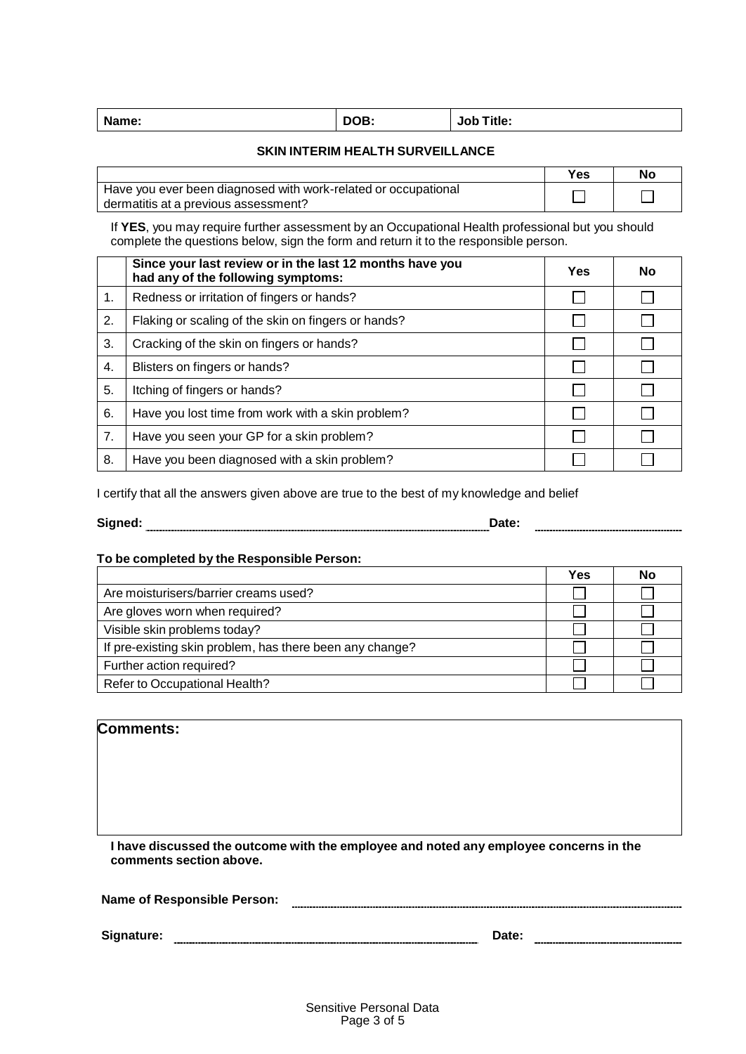| Name: | DOB: | Job Title: |
|---|---|---|

## SKIN INTERIM HEALTH SURVEILLANCE

| | Yes | No |
|---|---|---|
| Have you ever been diagnosed with work-related or occupational dermatitis at a previous assessment? | ☐ | ☐ |

If **YES**, you may require further assessment by an Occupational Health professional but you should complete the questions below, sign the form and return it to the responsible person.

| | Since your last review or in the last 12 months have you had any of the following symptoms: | Yes | No |
|---|---|---|---|
| 1. | Redness or irritation of fingers or hands? | ☐ | ☐ |
| 2. | Flaking or scaling of the skin on fingers or hands? | ☐ | ☐ |
| 3. | Cracking of the skin on fingers or hands? | ☐ | ☐ |
| 4. | Blisters on fingers or hands? | ☐ | ☐ |
| 5. | Itching of fingers or hands? | ☐ | ☐ |
| 6. | Have you lost time from work with a skin problem? | ☐ | ☐ |
| 7. | Have you seen your GP for a skin problem? | ☐ | ☐ |
| 8. | Have you been diagnosed with a skin problem? | ☐ | ☐ |

I certify that all the answers given above are true to the best of my knowledge and belief

**Signed:** ______________________________ **Date:** ______________

**To be completed by the Responsible Person:**

| | Yes | No |
|---|---|---|
| Are moisturisers/barrier creams used? | ☐ | ☐ |
| Are gloves worn when required? | ☐ | ☐ |
| Visible skin problems today? | ☐ | ☐ |
| If pre-existing skin problem, has there been any change? | ☐ | ☐ |
| Further action required? | ☐ | ☐ |
| Refer to Occupational Health? | ☐ | ☐ |

**Comments:**

**I have discussed the outcome with the employee and noted any employee concerns in the comments section above.**

**Name of Responsible Person:** ______________________________

**Signature:** ______________________________ **Date:** ______________

Sensitive Personal Data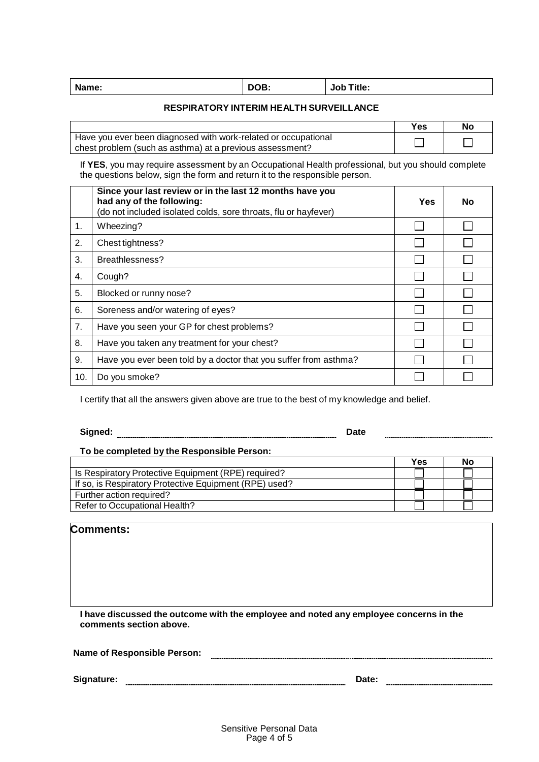| Name: | DOB: | Job Title: |
|---|---|---|

## RESPIRATORY INTERIM HEALTH SURVEILLANCE

| | Yes | No |
|---|---|---|
| Have you ever been diagnosed with work-related or occupational chest problem (such as asthma) at a previous assessment? | ☐ | ☐ |

If **YES**, you may require assessment by an Occupational Health professional, but you should complete the questions below, sign the form and return it to the responsible person.

| | **Since your last review or in the last 12 months have you had any of the following:** (do not included isolated colds, sore throats, flu or hayfever) | Yes | No |
|---|---|---|---|
| 1. | Wheezing? | ☐ | ☐ |
| 2. | Chest tightness? | ☐ | ☐ |
| 3. | Breathlessness? | ☐ | ☐ |
| 4. | Cough? | ☐ | ☐ |
| 5. | Blocked or runny nose? | ☐ | ☐ |
| 6. | Soreness and/or watering of eyes? | ☐ | ☐ |
| 7. | Have you seen your GP for chest problems? | ☐ | ☐ |
| 8. | Have you taken any treatment for your chest? | ☐ | ☐ |
| 9. | Have you ever been told by a doctor that you suffer from asthma? | ☐ | ☐ |
| 10. | Do you smoke? | ☐ | ☐ |

I certify that all the answers given above are true to the best of my knowledge and belief.

**Signed:** ____________________ **Date** ____________________

**To be completed by the Responsible Person:**

| | Yes | No |
|---|---|---|
| Is Respiratory Protective Equipment (RPE) required? | ☐ | ☐ |
| If so, is Respiratory Protective Equipment (RPE) used? | ☐ | ☐ |
| Further action required? | ☐ | ☐ |
| Refer to Occupational Health? | ☐ | ☐ |

**Comments:**

**I have discussed the outcome with the employee and noted any employee concerns in the comments section above.**

**Name of Responsible Person:** ____________________

**Signature:** ____________________ **Date:** ____________________

Sensitive Personal Data